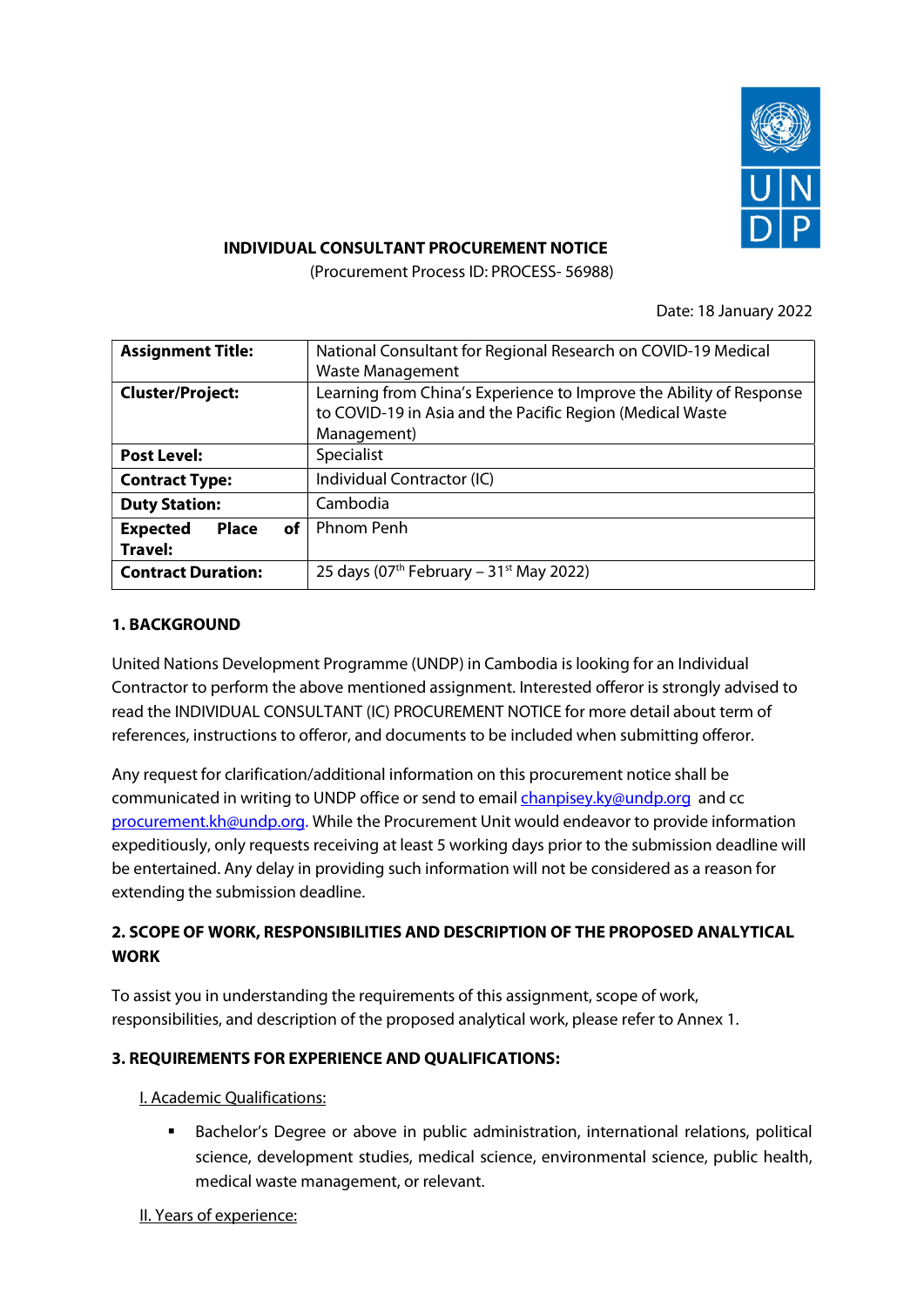**INDIVIDUAL CONSULTANT PROCUREMENT NOTICE**

(Procurement Process ID: PROCESS- 56988)

Date: 18 January 2022

| **Assignment Title:** | National Consultant for Regional Research on COVID-19 Medical Waste Management |
|---|---|
| **Cluster/Project:** | Learning from China's Experience to Improve the Ability of Response to COVID-19 in Asia and the Pacific Region (Medical Waste Management) |
| **Post Level:** | Specialist |
| **Contract Type:** | Individual Contractor (IC) |
| **Duty Station:** | Cambodia |
| **Expected Place of Travel:** | Phnom Penh |
| **Contract Duration:** | 25 days (07th February – 31st May 2022) |

## 1. BACKGROUND

United Nations Development Programme (UNDP) in Cambodia is looking for an Individual Contractor to perform the above mentioned assignment. Interested offeror is strongly advised to read the INDIVIDUAL CONSULTANT (IC) PROCUREMENT NOTICE for more detail about term of references, instructions to offeror, and documents to be included when submitting offeror.

Any request for clarification/additional information on this procurement notice shall be communicated in writing to UNDP office or send to email chanpisey.ky@undp.org and cc procurement.kh@undp.org. While the Procurement Unit would endeavor to provide information expeditiously, only requests receiving at least 5 working days prior to the submission deadline will be entertained. Any delay in providing such information will not be considered as a reason for extending the submission deadline.

## 2. SCOPE OF WORK, RESPONSIBILITIES AND DESCRIPTION OF THE PROPOSED ANALYTICAL WORK

To assist you in understanding the requirements of this assignment, scope of work, responsibilities, and description of the proposed analytical work, please refer to Annex 1.

## 3. REQUIREMENTS FOR EXPERIENCE AND QUALIFICATIONS:

I. Academic Qualifications:

- Bachelor's Degree or above in public administration, international relations, political science, development studies, medical science, environmental science, public health, medical waste management, or relevant.

II. Years of experience: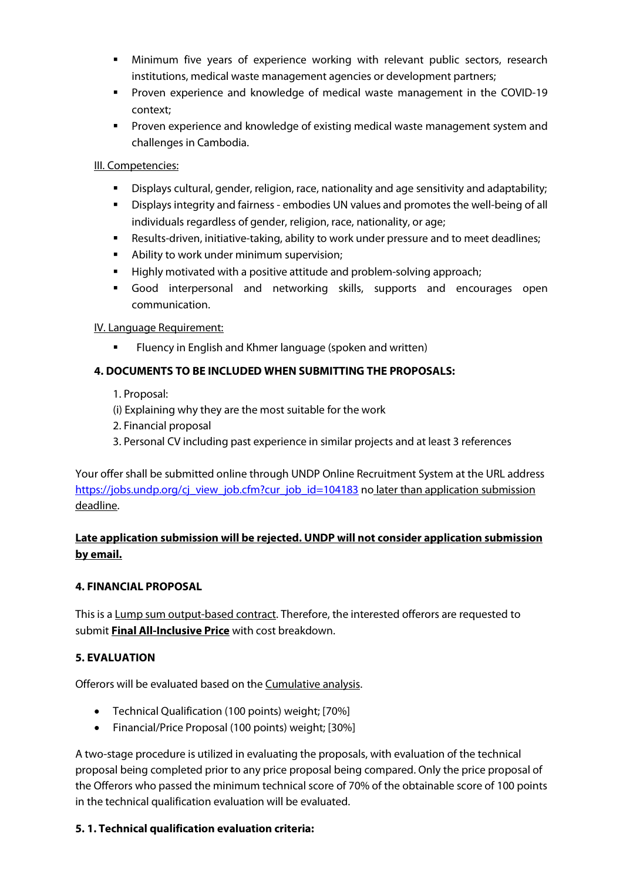- Minimum five years of experience working with relevant public sectors, research institutions, medical waste management agencies or development partners;
- Proven experience and knowledge of medical waste management in the COVID-19 context;
- Proven experience and knowledge of existing medical waste management system and challenges in Cambodia.

<u>III. Competencies:</u>

- Displays cultural, gender, religion, race, nationality and age sensitivity and adaptability;
- Displays integrity and fairness - embodies UN values and promotes the well-being of all individuals regardless of gender, religion, race, nationality, or age;
- Results-driven, initiative-taking, ability to work under pressure and to meet deadlines;
- Ability to work under minimum supervision;
- Highly motivated with a positive attitude and problem-solving approach;
- Good interpersonal and networking skills, supports and encourages open communication.

<u>IV. Language Requirement:</u>

- Fluency in English and Khmer language (spoken and written)

**4. DOCUMENTS TO BE INCLUDED WHEN SUBMITTING THE PROPOSALS:**

1. Proposal:

(i) Explaining why they are the most suitable for the work

2. Financial proposal
3. Personal CV including past experience in similar projects and at least 3 references

Your offer shall be submitted online through UNDP Online Recruitment System at the URL address https://jobs.undp.org/cj_view_job.cfm?cur_job_id=104183 no <u>later than application submission deadline</u>.

**<u>Late application submission will be rejected. UNDP will not consider application submission by email.</u>**

**4. FINANCIAL PROPOSAL**

This is a <u>Lump sum output-based contract</u>. Therefore, the interested offerors are requested to submit **<u>Final All-Inclusive Price</u>** with cost breakdown.

**5. EVALUATION**

Offerors will be evaluated based on the <u>Cumulative analysis</u>.

- Technical Qualification (100 points) weight; [70%]
- Financial/Price Proposal (100 points) weight; [30%]

A two-stage procedure is utilized in evaluating the proposals, with evaluation of the technical proposal being completed prior to any price proposal being compared. Only the price proposal of the Offerors who passed the minimum technical score of 70% of the obtainable score of 100 points in the technical qualification evaluation will be evaluated.

**5. 1. Technical qualification evaluation criteria:**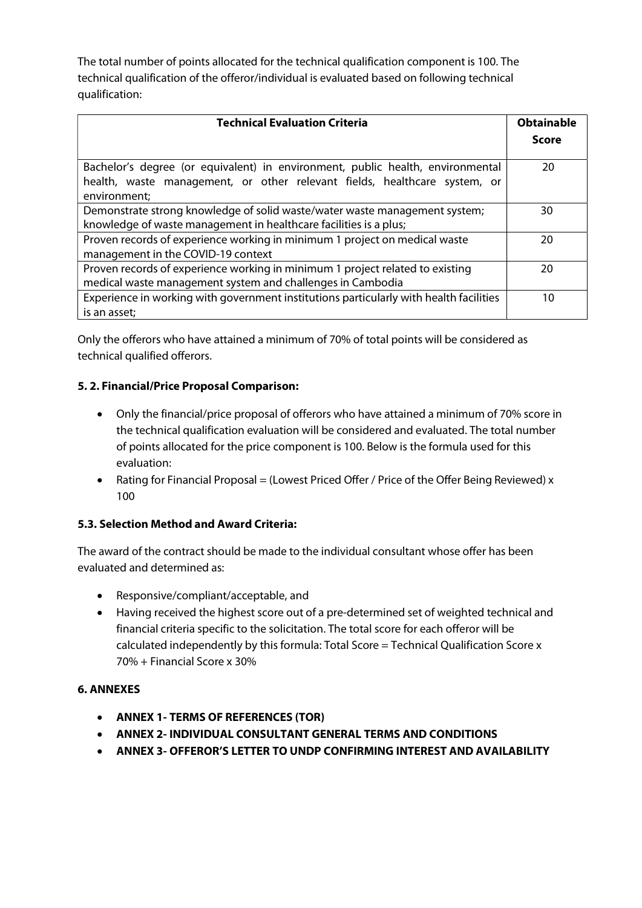The total number of points allocated for the technical qualification component is 100. The technical qualification of the offeror/individual is evaluated based on following technical qualification:

| Technical Evaluation Criteria | Obtainable Score |
|---|---|
| Bachelor's degree (or equivalent) in environment, public health, environmental health, waste management, or other relevant fields, healthcare system, or environment; | 20 |
| Demonstrate strong knowledge of solid waste/water waste management system; knowledge of waste management in healthcare facilities is a plus; | 30 |
| Proven records of experience working in minimum 1 project on medical waste management in the COVID-19 context | 20 |
| Proven records of experience working in minimum 1 project related to existing medical waste management system and challenges in Cambodia | 20 |
| Experience in working with government institutions particularly with health facilities is an asset; | 10 |

Only the offerors who have attained a minimum of 70% of total points will be considered as technical qualified offerors.

### 5. 2. Financial/Price Proposal Comparison:

- Only the financial/price proposal of offerors who have attained a minimum of 70% score in the technical qualification evaluation will be considered and evaluated. The total number of points allocated for the price component is 100. Below is the formula used for this evaluation:
- Rating for Financial Proposal = (Lowest Priced Offer / Price of the Offer Being Reviewed) x 100

### 5.3. Selection Method and Award Criteria:

The award of the contract should be made to the individual consultant whose offer has been evaluated and determined as:

- Responsive/compliant/acceptable, and
- Having received the highest score out of a pre-determined set of weighted technical and financial criteria specific to the solicitation. The total score for each offeror will be calculated independently by this formula: Total Score = Technical Qualification Score x 70% + Financial Score x 30%

### 6. ANNEXES

- **ANNEX 1- TERMS OF REFERENCES (TOR)**
- **ANNEX 2- INDIVIDUAL CONSULTANT GENERAL TERMS AND CONDITIONS**
- **ANNEX 3- OFFEROR'S LETTER TO UNDP CONFIRMING INTEREST AND AVAILABILITY**